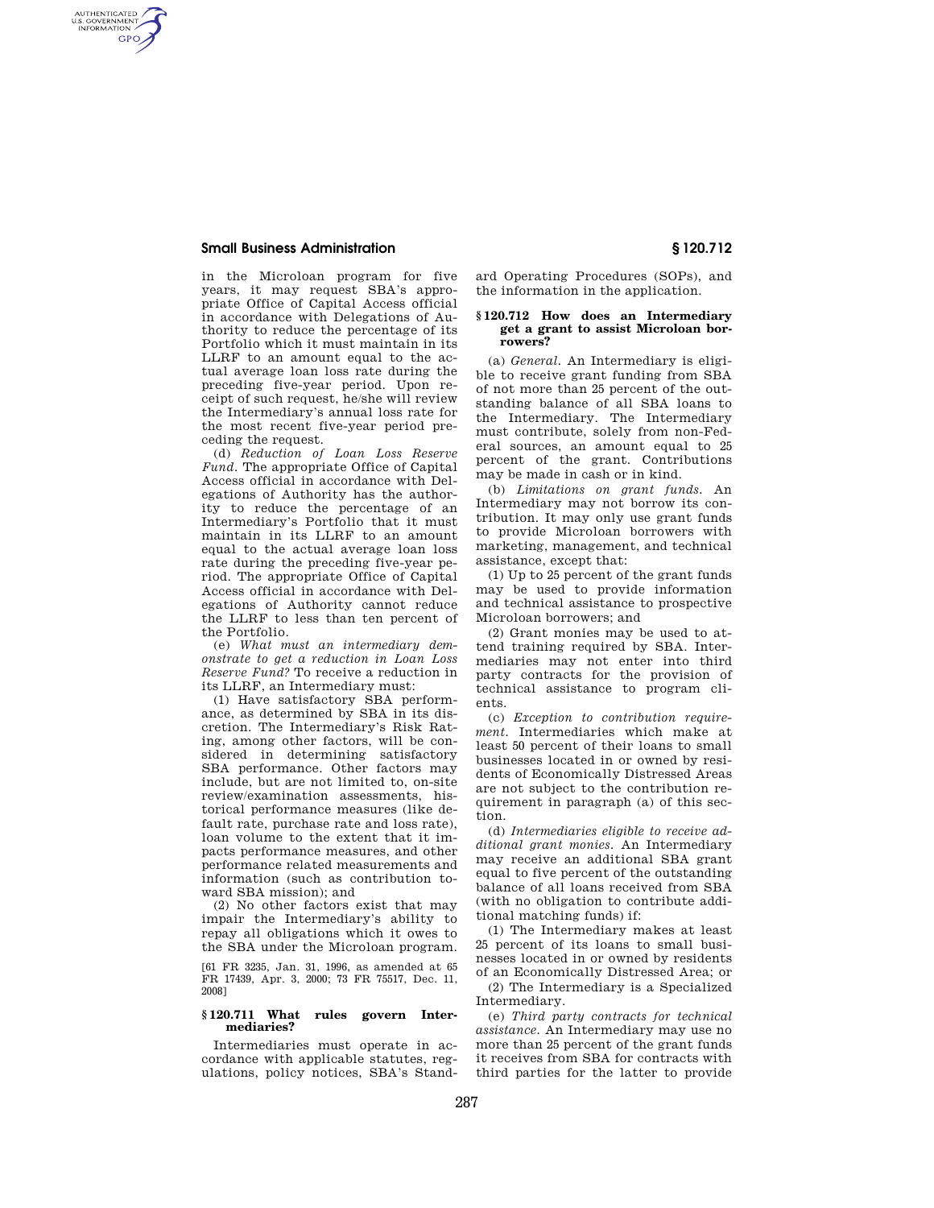in the Microloan program for five years, it may request SBA's appropriate Office of Capital Access official in accordance with Delegations of Authority to reduce the percentage of its Portfolio which it must maintain in its LLRF to an amount equal to the actual average loan loss rate during the preceding five-year period. Upon receipt of such request, he/she will review the Intermediary's annual loss rate for the most recent five-year period preceding the request.

(d) *Reduction of Loan Loss Reserve Fund.* The appropriate Office of Capital Access official in accordance with Delegations of Authority has the authority to reduce the percentage of an Intermediary's Portfolio that it must maintain in its LLRF to an amount equal to the actual average loan loss rate during the preceding five-year period. The appropriate Office of Capital Access official in accordance with Delegations of Authority cannot reduce the LLRF to less than ten percent of the Portfolio.

(e) *What must an intermediary demonstrate to get a reduction in Loan Loss Reserve Fund?* To receive a reduction in its LLRF, an Intermediary must:

(1) Have satisfactory SBA performance, as determined by SBA in its discretion. The Intermediary's Risk Rating, among other factors, will be considered in determining satisfactory SBA performance. Other factors may include, but are not limited to, on-site review/examination assessments, historical performance measures (like default rate, purchase rate and loss rate), loan volume to the extent that it impacts performance measures, and other performance related measurements and information (such as contribution toward SBA mission); and

(2) No other factors exist that may impair the Intermediary's ability to repay all obligations which it owes to the SBA under the Microloan program.

[61 FR 3235, Jan. 31, 1996, as amended at 65 FR 17439, Apr. 3, 2000; 73 FR 75517, Dec. 11, 2008]

### § 120.711 What rules govern Intermediaries?

Intermediaries must operate in accordance with applicable statutes, regulations, policy notices, SBA's Standard Operating Procedures (SOPs), and the information in the application.

### § 120.712 How does an Intermediary get a grant to assist Microloan borrowers?

(a) *General.* An Intermediary is eligible to receive grant funding from SBA of not more than 25 percent of the outstanding balance of all SBA loans to the Intermediary. The Intermediary must contribute, solely from non-Federal sources, an amount equal to 25 percent of the grant. Contributions may be made in cash or in kind.

(b) *Limitations on grant funds.* An Intermediary may not borrow its contribution. It may only use grant funds to provide Microloan borrowers with marketing, management, and technical assistance, except that:

(1) Up to 25 percent of the grant funds may be used to provide information and technical assistance to prospective Microloan borrowers; and

(2) Grant monies may be used to attend training required by SBA. Intermediaries may not enter into third party contracts for the provision of technical assistance to program clients.

(c) *Exception to contribution requirement.* Intermediaries which make at least 50 percent of their loans to small businesses located in or owned by residents of Economically Distressed Areas are not subject to the contribution requirement in paragraph (a) of this section.

(d) *Intermediaries eligible to receive additional grant monies.* An Intermediary may receive an additional SBA grant equal to five percent of the outstanding balance of all loans received from SBA (with no obligation to contribute additional matching funds) if:

(1) The Intermediary makes at least 25 percent of its loans to small businesses located in or owned by residents of an Economically Distressed Area; or

(2) The Intermediary is a Specialized Intermediary.

(e) *Third party contracts for technical assistance.* An Intermediary may use no more than 25 percent of the grant funds it receives from SBA for contracts with third parties for the latter to provide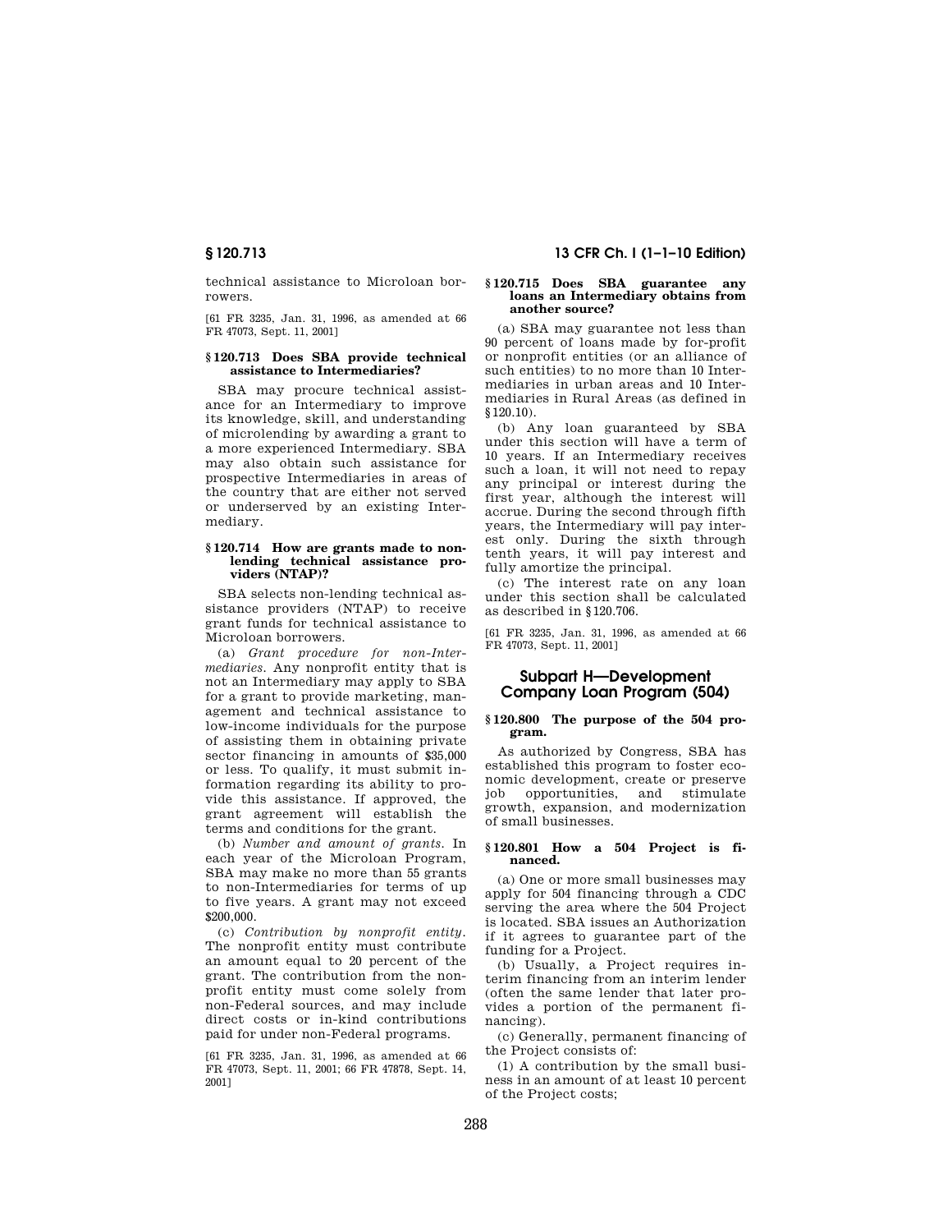technical assistance to Microloan borrowers.

[61 FR 3235, Jan. 31, 1996, as amended at 66 FR 47073, Sept. 11, 2001]

### § 120.713 Does SBA provide technical assistance to Intermediaries?

SBA may procure technical assistance for an Intermediary to improve its knowledge, skill, and understanding of microlending by awarding a grant to a more experienced Intermediary. SBA may also obtain such assistance for prospective Intermediaries in areas of the country that are either not served or underserved by an existing Intermediary.

### § 120.714 How are grants made to non-lending technical assistance providers (NTAP)?

SBA selects non-lending technical assistance providers (NTAP) to receive grant funds for technical assistance to Microloan borrowers.

(a) *Grant procedure for non-Intermediaries.* Any nonprofit entity that is not an Intermediary may apply to SBA for a grant to provide marketing, management and technical assistance to low-income individuals for the purpose of assisting them in obtaining private sector financing in amounts of $35,000 or less. To qualify, it must submit information regarding its ability to provide this assistance. If approved, the grant agreement will establish the terms and conditions for the grant.

(b) *Number and amount of grants.* In each year of the Microloan Program, SBA may make no more than 55 grants to non-Intermediaries for terms of up to five years. A grant may not exceed $200,000.

(c) *Contribution by nonprofit entity.* The nonprofit entity must contribute an amount equal to 20 percent of the grant. The contribution from the nonprofit entity must come solely from non-Federal sources, and may include direct costs or in-kind contributions paid for under non-Federal programs.

[61 FR 3235, Jan. 31, 1996, as amended at 66 FR 47073, Sept. 11, 2001; 66 FR 47878, Sept. 14, 2001]

### § 120.715 Does SBA guarantee any loans an Intermediary obtains from another source?

(a) SBA may guarantee not less than 90 percent of loans made by for-profit or nonprofit entities (or an alliance of such entities) to no more than 10 Intermediaries in urban areas and 10 Intermediaries in Rural Areas (as defined in § 120.10).

(b) Any loan guaranteed by SBA under this section will have a term of 10 years. If an Intermediary receives such a loan, it will not need to repay any principal or interest during the first year, although the interest will accrue. During the second through fifth years, the Intermediary will pay interest only. During the sixth through tenth years, it will pay interest and fully amortize the principal.

(c) The interest rate on any loan under this section shall be calculated as described in § 120.706.

[61 FR 3235, Jan. 31, 1996, as amended at 66 FR 47073, Sept. 11, 2001]

## Subpart H—Development Company Loan Program (504)

### § 120.800 The purpose of the 504 program.

As authorized by Congress, SBA has established this program to foster economic development, create or preserve job opportunities, and stimulate growth, expansion, and modernization of small businesses.

### § 120.801 How a 504 Project is financed.

(a) One or more small businesses may apply for 504 financing through a CDC serving the area where the 504 Project is located. SBA issues an Authorization if it agrees to guarantee part of the funding for a Project.

(b) Usually, a Project requires interim financing from an interim lender (often the same lender that later provides a portion of the permanent financing).

(c) Generally, permanent financing of the Project consists of:

(1) A contribution by the small business in an amount of at least 10 percent of the Project costs;